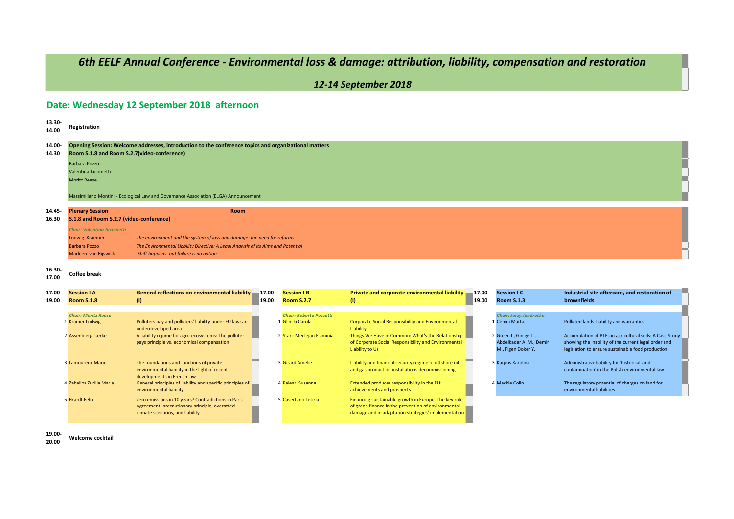# 6th EELF Annual Conference - Environmental loss & damage: attribution, liability, compensation and restoration

## 12-14 September 2018

## Date: Wednesday 12 September 2018 afternoon

**13.30-14.00** **Registration**

**14.00-14.30** **Opening Session: Welcome addresses, introduction to the conference topics and organizational matters**
**Room S.1.8 and Room S.2.7(video-conference)**

Barbara Pozzo
Valentina Jacometti
Moritz Reese

Massimiliano Montini - Ecological Law and Governance Association (ELGA) Announcement

**14.45-16.30** **Plenary Session Room S.1.8 and Room S.2.7 (video-conference)**

***Chair: Valentina Jacometti***

| Speaker | Title |
| --- | --- |
| Ludwig Kraemer | *The environment and the system of loss and damage: the need for reforms* |
| Barbara Pozzo | *The Environmental Liability Directive; A Legal Analysis of its Aims and Potential* |
| Marleen van Rijswick | *Shift happens- but failure is no option* |

**16.30-17.00** **Coffee break**

**17.00-19.00** **Session I A — Room S.1.8 — General reflections on environmental liability (I)**

***Chair: Moritz Reese***

| # | Speaker | Title |
| --- | --- | --- |
| 1 | Krämer Ludwig | Polluters pay and polluters' liability under EU law: an underdeveloped area |
| 2 | Assenbjerg Lærke | A liability regime for agro-ecosystems: The polluter pays principle vs. economical compensation |
| 3 | Lamoureux Marie | The foundations and functions of private environmental liability in the light of recent developments in French law |
| 4 | Zaballos Zurilla Maria | General principles of liability and specific principles of environmental liability |
| 5 | Ekardt Felix | Zero emissions in 10 years? Contradictions in Paris Agreement, precautionary principle, overatted climate scenarios, and liability |

**17.00-19.00** **Session I B — Room S.2.7 — Private and corporate environmental liability (I)**

***Chair: Roberta Pezzetti***

| # | Speaker | Title |
| --- | --- | --- |
| 1 | Glinski Carola | Corporate Social Responsibility and Environmental Liability |
| 2 | Starc-Meclejan Flaminia | Things We Have in Common: What's the Relationship of Corporate Social Responsibility and Environmental Liability to Us |
| 3 | Girard Amelie | Liability and financial security regime of offshore oil and gas production installations decommissioning |
| 4 | Paleari Susanna | Extended producer responsibility in the EU: achievements and prospects |
| 5 | Casertano Letizia | Financing suistainable growth in Europe. The key role of green finance in the prevention of environmental damage and in adaptation strategies' implementation |

**17.00-19.00** **Session I C — Room S.1.3 — Industrial site aftercare, and restoration of brownfields**

***Chair: Jerzy Jendrośka***

| # | Speaker | Title |
| --- | --- | --- |
| 1 | Cenini Marta | Polluted lands: liability and warranties |
| 2 | Green I., Ginige T., Abdelkader A. M., Demir M., Figen Doker Y. | Accumulation of PTEs in agricultural soils: A Case Study showing the inability of the current legal order and legislation to ensure sustainable food production |
| 3 | Karpus Karolina | Administrative liability for 'historical land contamination' in the Polish environmental law |
| 4 | Mackie Colin | The regulatory potential of charges on land for environmental liabilities |

**19.00-20.00** **Welcome cocktail**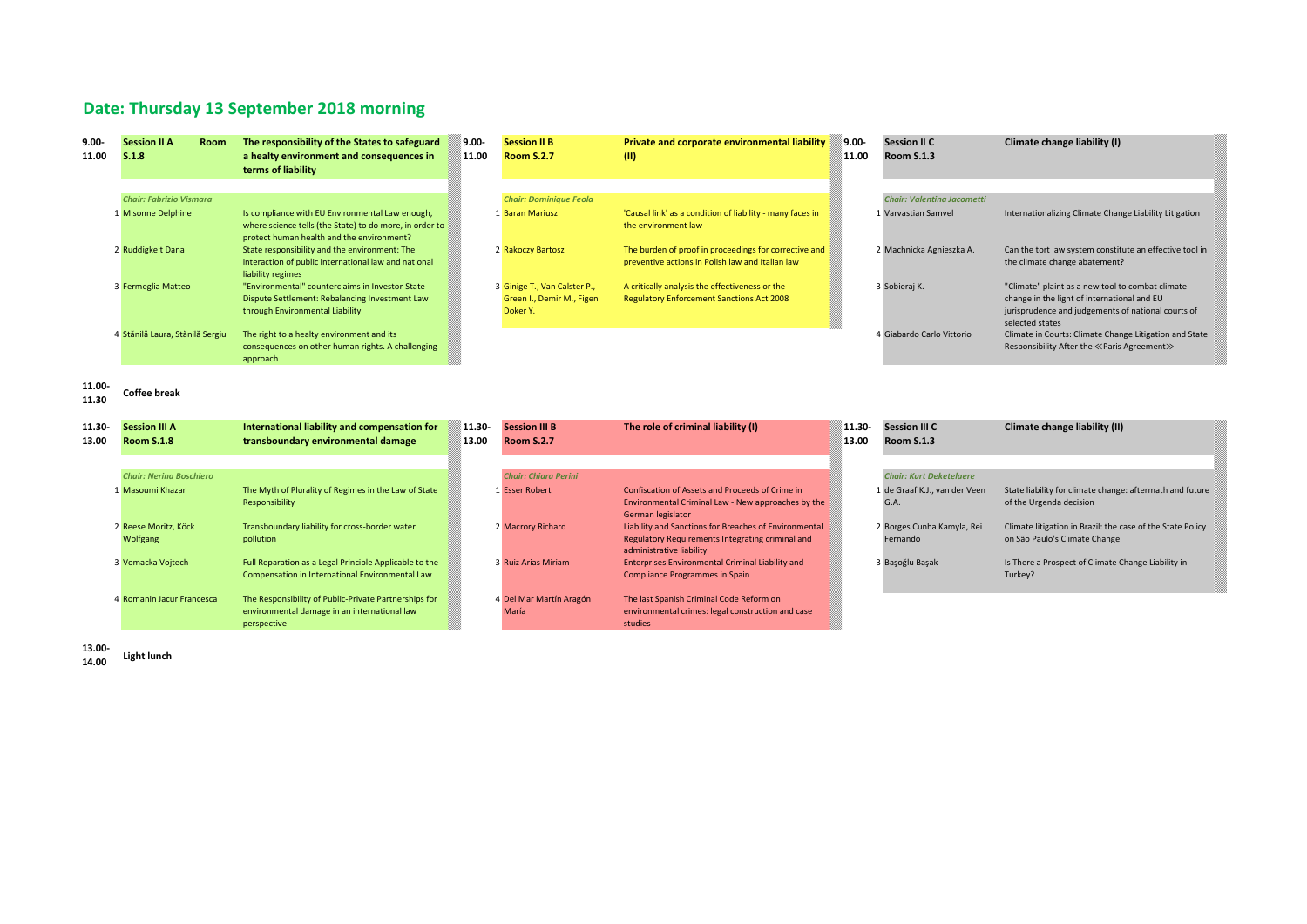# Date: Thursday 13 September 2018 morning

**9.00-11.00**

### Session II A — Room S.1.8
**The responsibility of the States to safeguard a healty environment and consequences in terms of liability**

*Chair: Fabrizio Vismara*

| # | Speaker | Title |
|---|---|---|
| 1 | Misonne Delphine | Is compliance with EU Environmental Law enough, where science tells (the State) to do more, in order to protect human health and the environment? |
| 2 | Ruddigkeit Dana | State responsibility and the environment: The interaction of public international law and national liability regimes |
| 3 | Fermeglia Matteo | "Environmental" counterclaims in Investor-State Dispute Settlement: Rebalancing Investment Law through Environmental Liability |
| 4 | Stănilă Laura, Stănilă Sergiu | The right to a healty environment and its consequences on other human rights. A challenging approach |

### Session II B — Room S.2.7
**Private and corporate environmental liability (II)**

*Chair: Dominique Feola*

| # | Speaker | Title |
|---|---|---|
| 1 | Baran Mariusz | 'Causal link' as a condition of liability - many faces in the environment law |
| 2 | Rakoczy Bartosz | The burden of proof in proceedings for corrective and preventive actions in Polish law and Italian law |
| 3 | Ginige T., Van Calster P., Green I., Demir M., Figen Doker Y. | A critically analysis the effectiveness or the Regulatory Enforcement Sanctions Act 2008 |

### Session II C — Room S.1.3
**Climate change liability (I)**

*Chair: Valentina Jacometti*

| # | Speaker | Title |
|---|---|---|
| 1 | Varvastian Samvel | Internationalizing Climate Change Liability Litigation |
| 2 | Machnicka Agnieszka A. | Can the tort law system constitute an effective tool in the climate change abatement? |
| 3 | Sobieraj K. | "Climate" plaint as a new tool to combat climate change in the light of international and EU jurisprudence and judgements of national courts of selected states |
| 4 | Giabardo Carlo Vittorio | Climate in Courts: Climate Change Litigation and State Responsibility After the ≪Paris Agreement≫ |

**11.00-11.30** Coffee break

**11.30-13.00**

### Session III A — Room S.1.8
**International liability and compensation for transboundary environmental damage**

*Chair: Nerina Boschiero*

| # | Speaker | Title |
|---|---|---|
| 1 | Masoumi Khazar | The Myth of Plurality of Regimes in the Law of State Responsibility |
| 2 | Reese Moritz, Köck Wolfgang | Transboundary liability for cross-border water pollution |
| 3 | Vomacka Vojtech | Full Reparation as a Legal Principle Applicable to the Compensation in International Environmental Law |
| 4 | Romanin Jacur Francesca | The Responsibility of Public-Private Partnerships for environmental damage in an international law perspective |

### Session III B — Room S.2.7
**The role of criminal liability (I)**

*Chair: Chiara Perini*

| # | Speaker | Title |
|---|---|---|
| 1 | Esser Robert | Confiscation of Assets and Proceeds of Crime in Environmental Criminal Law - New approaches by the German legislator |
| 2 | Macrory Richard | Liability and Sanctions for Breaches of Environmental Regulatory Requirements Integrating criminal and administrative liability |
| 3 | Ruiz Arias Miriam | Enterprises Environmental Criminal Liability and Compliance Programmes in Spain |
| 4 | Del Mar Martín Aragón Maria | The last Spanish Criminal Code Reform on environmental crimes: legal construction and case studies |

### Session III C — Room S.1.3
**Climate change liability (II)**

*Chair: Kurt Deketelaere*

| # | Speaker | Title |
|---|---|---|
| 1 | de Graaf K.J., van der Veen G.A. | State liability for climate change: aftermath and future of the Urgenda decision |
| 2 | Borges Cunha Kamyla, Rei Fernando | Climate litigation in Brazil: the case of the State Policy on São Paulo's Climate Change |
| 3 | Başoğlu Başak | Is There a Prospect of Climate Change Liability in Turkey? |

**13.00-14.00** Light lunch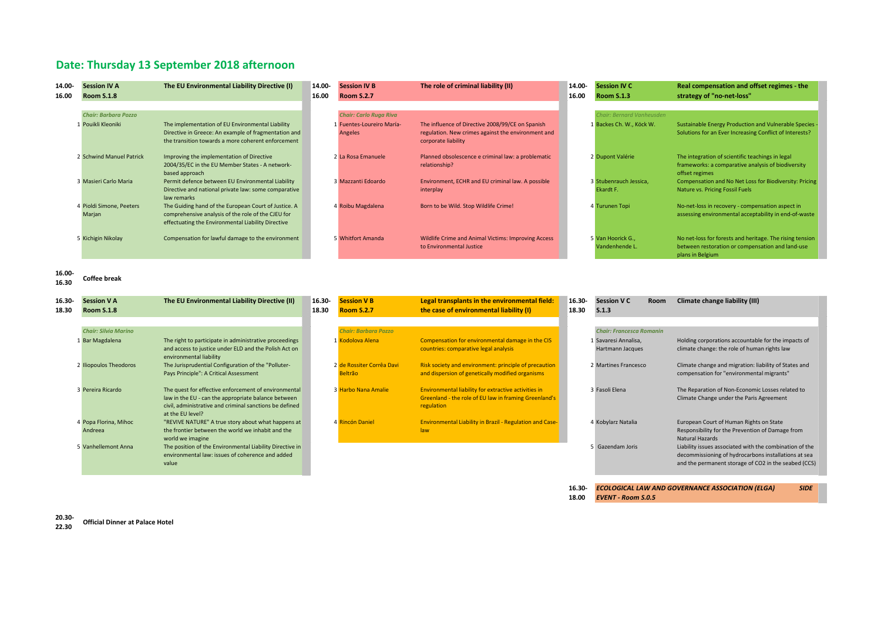# Date: Thursday 13 September 2018 afternoon

## 14.00-16.00

### Session IV A — The EU Environmental Liability Directive (I) — Room S.1.8

*Chair: Barbara Pozzo*

| # | Speaker | Title |
|---|---|---|
| 1 | Pouikli Kleoniki | The implementation of EU Environmental Liability Directive in Greece: An example of fragmentation and the transition towards a more coherent enforcement |
| 2 | Schwind Manuel Patrick | Improving the implementation of Directive 2004/35/EC in the EU Member States - A network-based approach |
| 3 | Masieri Carlo Maria | Permit defence between EU Environmental Liability Directive and national private law: some comparative law remarks |
| 4 | Pioldi Simone, Peeters Marjan | The Guiding hand of the European Court of Justice. A comprehensive analysis of the role of the CJEU for effectuating the Environmental Liability Directive |
| 5 | Kichigin Nikolay | Compensation for lawful damage to the environment |

### Session IV B — The role of criminal liability (II) — Room S.2.7

*Chair: Carlo Ruga Riva*

| # | Speaker | Title |
|---|---|---|
| 1 | Fuentes-Loureiro María-Angeles | The influence of Directive 2008/99/CE on Spanish regulation. New crimes against the environment and corporate liability |
| 2 | La Rosa Emanuele | Planned obsolescence e criminal law: a problematic relationship? |
| 3 | Mazzanti Edoardo | Environment, ECHR and EU criminal law. A possible interplay |
| 4 | Roibu Magdalena | Born to be Wild. Stop Wildlife Crime! |
| 5 | Whitfort Amanda | Wildlife Crime and Animal Victims: Improving Access to Environmental Justice |

### Session IV C — Real compensation and offset regimes - the strategy of "no-net-loss" — Room S.1.3

*Chair: Bernard Vanheusden*

| # | Speaker | Title |
|---|---|---|
| 1 | Backes Ch. W., Köck W. | Sustainable Energy Production and Vulnerable Species - Solutions for an Ever Increasing Conflict of Interests? |
| 2 | Dupont Valérie | The integration of scientific teachings in legal frameworks: a comparative analysis of biodiversity offset regimes |
| 3 | Stubenrauch Jessica, Ekardt F. | Compensation and No Net Loss for Biodiversity: Pricing Nature vs. Pricing Fossil Fuels |
| 4 | Turunen Topi | No-net-loss in recovery - compensation aspect in assessing environmental acceptability in end-of-waste |
| 5 | Van Hoorick G., Vandenhende L. | No net-loss for forests and heritage. The rising tension between restoration or compensation and land-use plans in Belgium |

## 16.00-16.30 Coffee break

## 16.30-18.30

### Session V A — The EU Environmental Liability Directive (II) — Room S.1.8

*Chair: Silvia Marino*

| # | Speaker | Title |
|---|---|---|
| 1 | Bar Magdalena | The right to participate in administrative proceedings and access to justice under ELD and the Polish Act on environmental liability |
| 2 | Iliopoulos Theodoros | The Jurisprudential Configuration of the "Polluter-Pays Principle": A Critical Assessment |
| 3 | Pereira Ricardo | The quest for effective enforcement of environmental law in the EU - can the appropriate balance between civil, administrative and criminal sanctions be defined at the EU level? |
| 4 | Popa Florina, Mihoc Andreea | "REVIVE NATURE" A true story about what happens at the frontier between the world we inhabit and the world we imagine |
| 5 | Vanhellemont Anna | The position of the Environmental Liability Directive in environmental law: issues of coherence and added value |

### Session V B — Legal transplants in the environmental field: the case of environmental liability (I) — Room S.2.7

*Chair: Barbara Pozzo*

| # | Speaker | Title |
|---|---|---|
| 1 | Kodolova Alena | Compensation for environmental damage in the CIS countries: comparative legal analysis |
| 2 | de Rossiter Corrêa Davi Beltrão | Risk society and environment: principle of precaution and dispersion of genetically modified organisms |
| 3 | Harbo Nana Amalie | Environmental liability for extractive activities in Greenland - the role of EU law in framing Greenland's regulation |
| 4 | Rincón Daniel | Environmental Liability in Brazil - Regulation and Case-law |

### Session V C — Climate change liability (III) — Room S.1.3

*Chair: Francesca Romanin*

| # | Speaker | Title |
|---|---|---|
| 1 | Savaresi Annalisa, Hartmann Jacques | Holding corporations accountable for the impacts of climate change: the role of human rights law |
| 2 | Martines Francesco | Climate change and migration: liability of States and compensation for "environmental migrants" |
| 3 | Fasoli Elena | The Reparation of Non-Economic Losses related to Climate Change under the Paris Agreement |
| 4 | Kobylarz Natalia | European Court of Human Rights on State Responsibility for the Prevention of Damage from Natural Hazards |
| 5 | Gazendam Joris | Liability issues associated with the combination of the decommissioning of hydrocarbons installations at sea and the permanent storage of CO2 in the seabed (CCS) |

## 16.30-18.00 *ECOLOGICAL LAW AND GOVERNANCE ASSOCIATION (ELGA) SIDE EVENT - Room S.0.5*

## 20.30-22.30 Official Dinner at Palace Hotel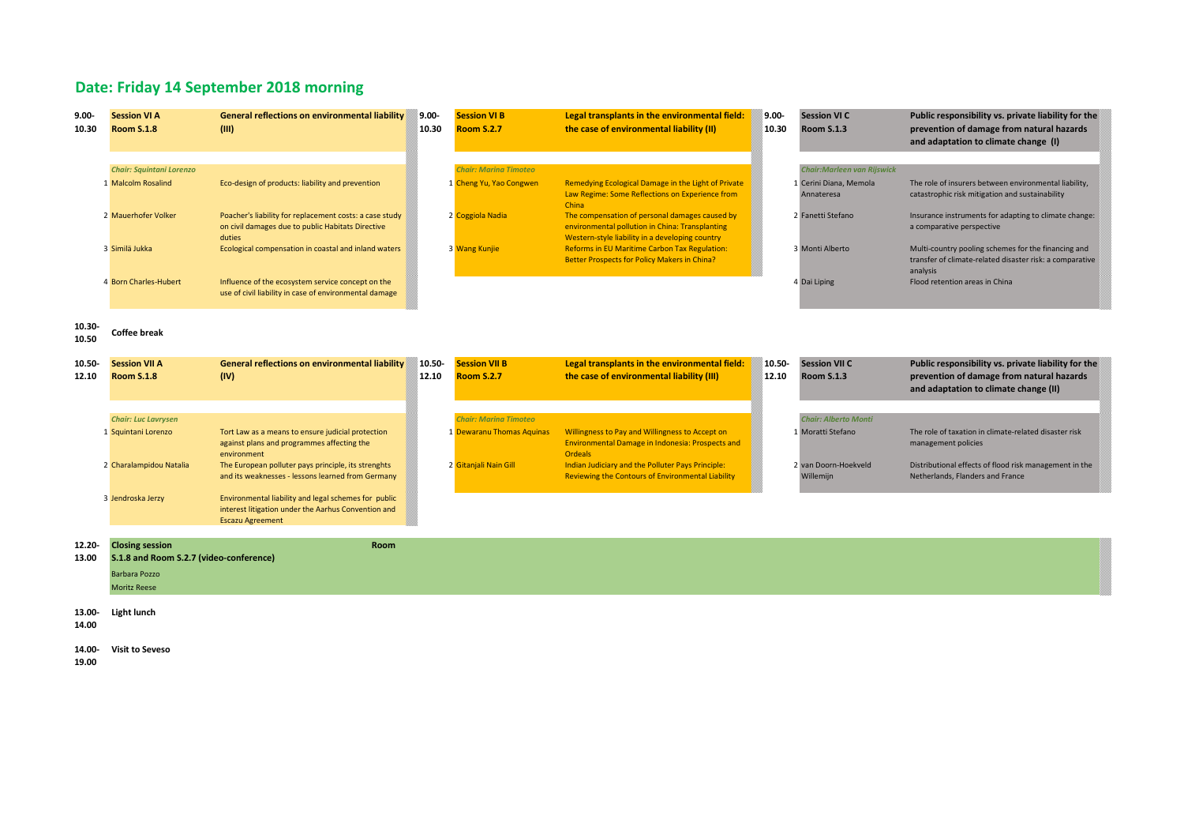## Date: Friday 14 September 2018 morning

| Time | Session | Title | Time | Session | Title | Time | Session | Title |
|---|---|---|---|---|---|---|---|---|
| 9.00-10.30 | **Session VI A Room S.1.8** | **General reflections on environmental liability (III)** | 9.00-10.30 | **Session VI B Room S.2.7** | **Legal transplants in the environmental field: the case of environmental liability (II)** | 9.00-10.30 | **Session VI C Room S.1.3** | **Public responsibility vs. private liability for the prevention of damage from natural hazards and adaptation to climate change (I)** |
| | *Chair: Squintani Lorenzo* | | | *Chair: Marina Timoteo* | | | *Chair:Marleen van Rijswick* | |
| | 1 Malcolm Rosalind | Eco-design of products: liability and prevention | | 1 Cheng Yu, Yao Congwen | Remedying Ecological Damage in the Light of Private Law Regime: Some Reflections on Experience from China | | 1 Cerini Diana, Memola Annateresa | The role of insurers between environmental liability, catastrophic risk mitigation and sustainability |
| | 2 Mauerhofer Volker | Poacher's liability for replacement costs: a case study on civil damages due to public Habitats Directive duties | | 2 Coggiola Nadia | The compensation of personal damages caused by environmental pollution in China: Transplanting Western-style liability in a developing country | | 2 Fanetti Stefano | Insurance instruments for adapting to climate change: a comparative perspective |
| | 3 Similä Jukka | Ecological compensation in coastal and inland waters | | 3 Wang Kunjie | Reforms in EU Maritime Carbon Tax Regulation: Better Prospects for Policy Makers in China? | | 3 Monti Alberto | Multi-country pooling schemes for the financing and transfer of climate-related disaster risk: a comparative analysis |
| | 4 Born Charles-Hubert | Influence of the ecosystem service concept on the use of civil liability in case of environmental damage | | | | | 4 Dai Liping | Flood retention areas in China |
| 10.30-10.50 | **Coffee break** | | | | | | | |
| 10.50-12.10 | **Session VII A Room S.1.8** | **General reflections on environmental liability (IV)** | 10.50-12.10 | **Session VII B Room S.2.7** | **Legal transplants in the environmental field: the case of environmental liability (III)** | 10.50-12.10 | **Session VII C Room S.1.3** | **Public responsibility vs. private liability for the prevention of damage from natural hazards and adaptation to climate change (II)** |
| | *Chair: Luc Lavrysen* | | | *Chair: Marina Timoteo* | | | *Chair: Alberto Monti* | |
| | 1 Squintani Lorenzo | Tort Law as a means to ensure judicial protection against plans and programmes affecting the environment | | 1 Dewaranu Thomas Aquinas | Willingness to Pay and Willingness to Accept on Environmental Damage in Indonesia: Prospects and Ordeals | | 1 Moratti Stefano | The role of taxation in climate-related disaster risk management policies |
| | 2 Charalampidou Natalia | The European polluter pays principle, its strenghts and its weaknesses - lessons learned from Germany | | 2 Gitanjali Nain Gill | Indian Judiciary and the Polluter Pays Principle: Reviewing the Contours of Environmental Liability | | 2 van Doorn-Hoekveld Willemijn | Distributional effects of flood risk management in the Netherlands, Flanders and France |
| | 3 Jendroska Jerzy | Environmental liability and legal schemes for public interest litigation under the Aarhus Convention and Escazu Agreement | | | | | | |
| 12.20-13.00 | **Closing session** **S.1.8 and Room S.2.7 (video-conference)** Barbara Pozzo Moritz Reese | **Room** | | | | | | |
| 13.00-14.00 | **Light lunch** | | | | | | | |
| 14.00-19.00 | **Visit to Seveso** | | | | | | | |